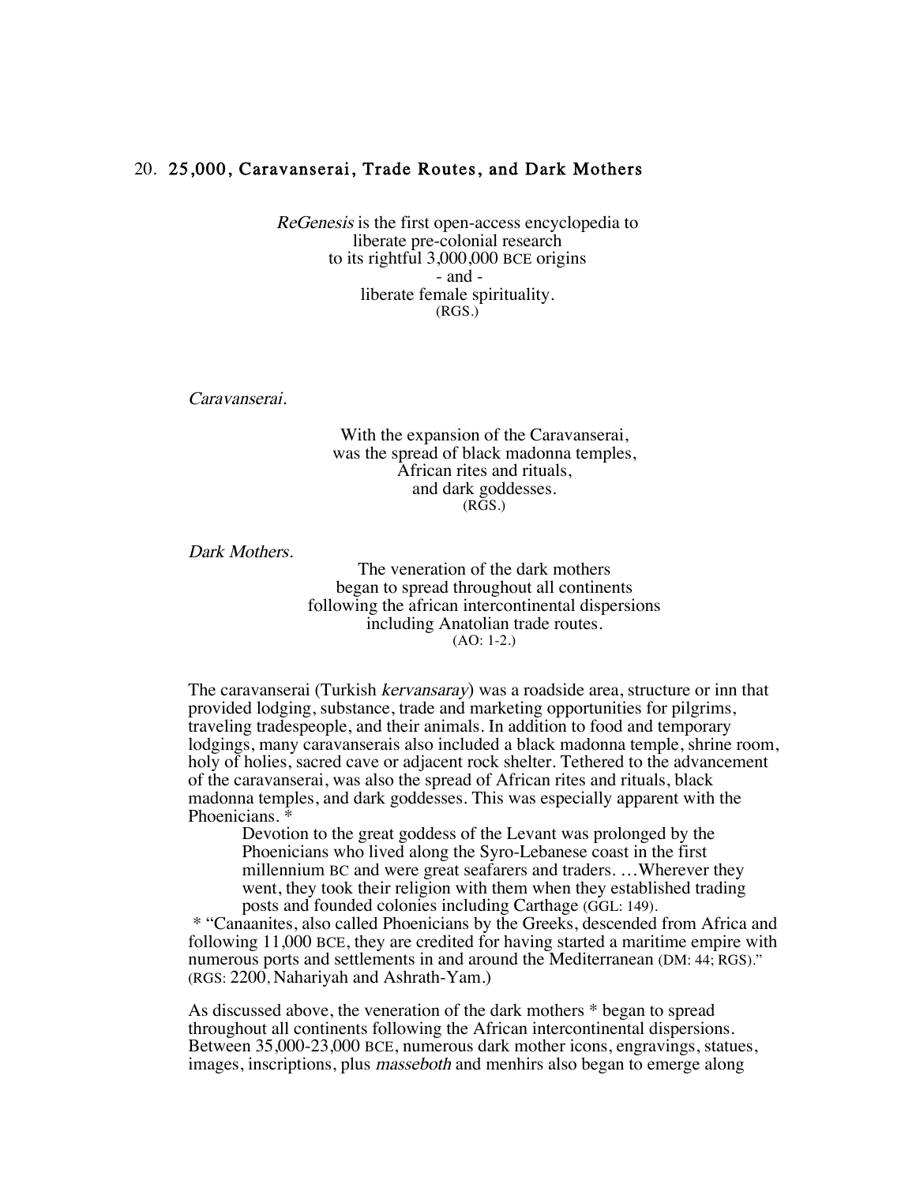## 20. 25,000, Caravanserai, Trade Routes, and Dark Mothers

*ReGenesis* is the first open-access encyclopedia to
liberate pre-colonial research
to its rightful 3,000,000 BCE origins
- and -
liberate female spirituality.
(RGS.)

*Caravanserai.*

With the expansion of the Caravanserai,
was the spread of black madonna temples,
African rites and rituals,
and dark goddesses.
(RGS.)

*Dark Mothers.*

The veneration of the dark mothers
began to spread throughout all continents
following the african intercontinental dispersions
including Anatolian trade routes.
(AO: 1-2.)

The caravanserai (Turkish *kervansaray*) was a roadside area, structure or inn that provided lodging, substance, trade and marketing opportunities for pilgrims, traveling tradespeople, and their animals. In addition to food and temporary lodgings, many caravanserais also included a black madonna temple, shrine room, holy of holies, sacred cave or adjacent rock shelter. Tethered to the advancement of the caravanserai, was also the spread of African rites and rituals, black madonna temples, and dark goddesses. This was especially apparent with the Phoenicians. *

> Devotion to the great goddess of the Levant was prolonged by the Phoenicians who lived along the Syro-Lebanese coast in the first millennium BC and were great seafarers and traders. …Wherever they went, they took their religion with them when they established trading posts and founded colonies including Carthage (GGL: 149).

* "Canaanites, also called Phoenicians by the Greeks, descended from Africa and following 11,000 BCE, they are credited for having started a maritime empire with numerous ports and settlements in and around the Mediterranean (DM: 44; RGS)." (RGS: 2200, Nahariyah and Ashrath-Yam.)

As discussed above, the veneration of the dark mothers * began to spread throughout all continents following the African intercontinental dispersions. Between 35,000-23,000 BCE, numerous dark mother icons, engravings, statues, images, inscriptions, plus *masseboth* and menhirs also began to emerge along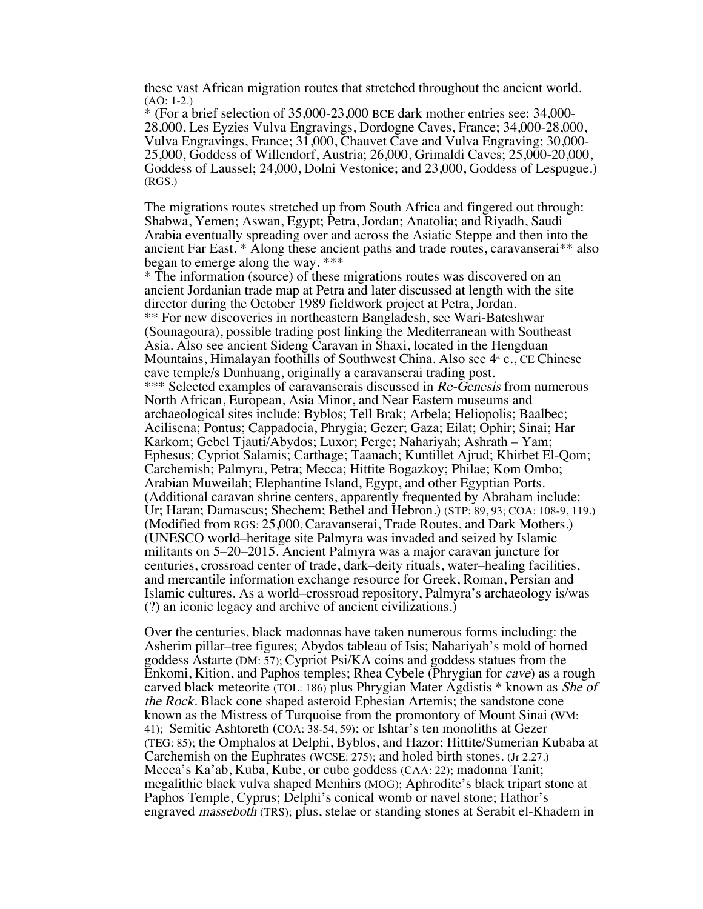these vast African migration routes that stretched throughout the ancient world. (AO: 1-2.)
* (For a brief selection of 35,000-23,000 BCE dark mother entries see: 34,000-28,000, Les Eyzies Vulva Engravings, Dordogne Caves, France; 34,000-28,000, Vulva Engravings, France; 31,000, Chauvet Cave and Vulva Engraving; 30,000-25,000, Goddess of Willendorf, Austria; 26,000, Grimaldi Caves; 25,000-20,000, Goddess of Laussel; 24,000, Dolni Vestonice; and 23,000, Goddess of Lespugue.) (RGS.)

The migrations routes stretched up from South Africa and fingered out through: Shabwa, Yemen; Aswan, Egypt; Petra, Jordan; Anatolia; and Riyadh, Saudi Arabia eventually spreading over and across the Asiatic Steppe and then into the ancient Far East. * Along these ancient paths and trade routes, caravanserai** also began to emerge along the way. ***
* The information (source) of these migrations routes was discovered on an ancient Jordanian trade map at Petra and later discussed at length with the site director during the October 1989 fieldwork project at Petra, Jordan.
** For new discoveries in northeastern Bangladesh, see Wari-Bateshwar (Sounagoura), possible trading post linking the Mediterranean with Southeast Asia. Also see ancient Sideng Caravan in Shaxi, located in the Hengduan Mountains, Himalayan foothills of Southwest China. Also see 4th c., CE Chinese cave temple/s Dunhuang, originally a caravanserai trading post.
*** Selected examples of caravanserais discussed in *Re-Genesis* from numerous North African, European, Asia Minor, and Near Eastern museums and archaeological sites include: Byblos; Tell Brak; Arbela; Heliopolis; Baalbec; Acilisena; Pontus; Cappadocia, Phrygia; Gezer; Gaza; Eilat; Ophir; Sinai; Har Karkom; Gebel Tjauti/Abydos; Luxor; Perge; Nahariyah; Ashrath – Yam; Ephesus; Cypriot Salamis; Carthage; Taanach; Kuntillet Ajrud; Khirbet El-Qom; Carchemish; Palmyra, Petra; Mecca; Hittite Bogazkoy; Philae; Kom Ombo; Arabian Muweilah; Elephantine Island, Egypt, and other Egyptian Ports. (Additional caravan shrine centers, apparently frequented by Abraham include: Ur; Haran; Damascus; Shechem; Bethel and Hebron.) (STP: 89, 93; COA: 108-9, 119.) (Modified from RGS: 25,000, Caravanserai, Trade Routes, and Dark Mothers.) (UNESCO world–heritage site Palmyra was invaded and seized by Islamic militants on 5–20–2015. Ancient Palmyra was a major caravan juncture for centuries, crossroad center of trade, dark–deity rituals, water–healing facilities, and mercantile information exchange resource for Greek, Roman, Persian and Islamic cultures. As a world–crossroad repository, Palmyra's archaeology is/was (?) an iconic legacy and archive of ancient civilizations.)

Over the centuries, black madonnas have taken numerous forms including: the Asherim pillar–tree figures; Abydos tableau of Isis; Nahariyah's mold of horned goddess Astarte (DM: 57); Cypriot Psi/KA coins and goddess statues from the Enkomi, Kition, and Paphos temples; Rhea Cybele (Phrygian for *cave*) as a rough carved black meteorite (TOL: 186) plus Phrygian Mater Agdistis * known as *She of the Rock*. Black cone shaped asteroid Ephesian Artemis; the sandstone cone known as the Mistress of Turquoise from the promontory of Mount Sinai (WM: 41); Semitic Ashtoreth (COA: 38-54, 59); or Ishtar's ten monoliths at Gezer (TEG: 85); the Omphalos at Delphi, Byblos, and Hazor; Hittite/Sumerian Kubaba at Carchemish on the Euphrates (WCSE: 275); and holed birth stones. (Jr 2.27.) Mecca's Ka'ab, Kuba, Kube, or cube goddess (CAA: 22); madonna Tanit; megalithic black vulva shaped Menhirs (MOG); Aphrodite's black tripart stone at Paphos Temple, Cyprus; Delphi's conical womb or navel stone; Hathor's engraved *masseboth* (TRS); plus, stelae or standing stones at Serabit el-Khadem in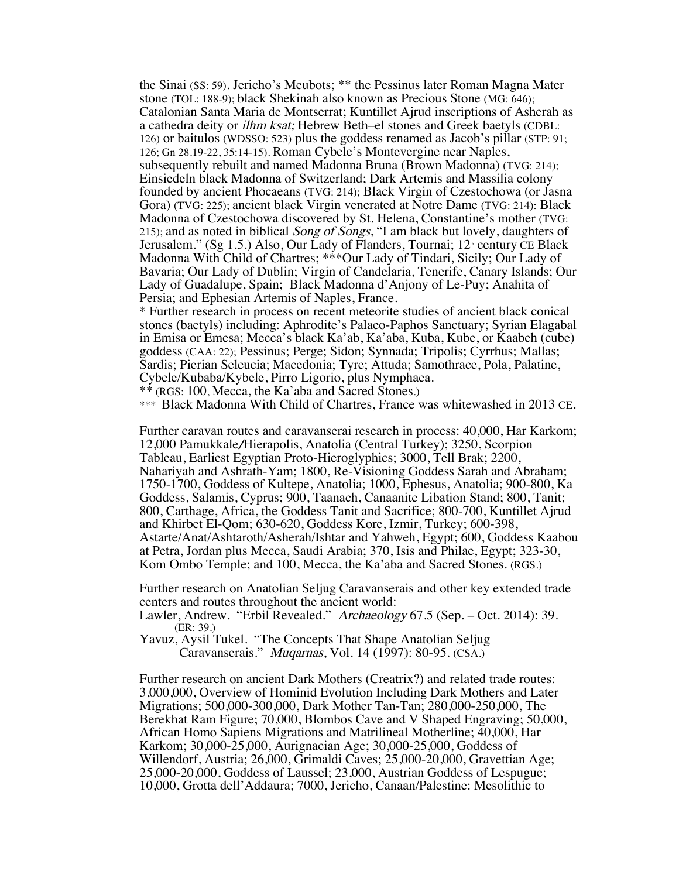the Sinai (SS: 59). Jericho's Meubots; ** the Pessinus later Roman Magna Mater stone (TOL: 188-9); black Shekinah also known as Precious Stone (MG: 646); Catalonian Santa Maria de Montserrat; Kuntillet Ajrud inscriptions of Asherah as a cathedra deity or *ilhm ksat;* Hebrew Beth–el stones and Greek baetyls (CDBL: 126) or baitulos (WDSSO: 523) plus the goddess renamed as Jacob's pillar (STP: 91; 126; Gn 28.19-22, 35:14-15). Roman Cybele's Montevergine near Naples, subsequently rebuilt and named Madonna Bruna (Brown Madonna) (TVG: 214); Einsiedeln black Madonna of Switzerland; Dark Artemis and Massilia colony founded by ancient Phocaeans (TVG: 214); Black Virgin of Czestochowa (or Jasna Gora) (TVG: 225); ancient black Virgin venerated at Notre Dame (TVG: 214): Black Madonna of Czestochowa discovered by St. Helena, Constantine's mother (TVG: 215); and as noted in biblical *Song of Songs*, "I am black but lovely, daughters of Jerusalem." (Sg 1.5.) Also, Our Lady of Flanders, Tournai; 12th century CE Black Madonna With Child of Chartres; ***Our Lady of Tindari, Sicily; Our Lady of Bavaria; Our Lady of Dublin; Virgin of Candelaria, Tenerife, Canary Islands; Our Lady of Guadalupe, Spain; Black Madonna d'Anjony of Le-Puy; Anahita of Persia; and Ephesian Artemis of Naples, France.

* Further research in process on recent meteorite studies of ancient black conical stones (baetyls) including: Aphrodite's Palaeo-Paphos Sanctuary; Syrian Elagabal in Emisa or Emesa; Mecca's black Ka'ab, Ka'aba, Kuba, Kube, or Kaabeh (cube) goddess (CAA: 22); Pessinus; Perge; Sidon; Synnada; Tripolis; Cyrrhus; Mallas; Sardis; Pierian Seleucia; Macedonia; Tyre; Attuda; Samothrace, Pola, Palatine, Cybele/Kubaba/Kybele, Pirro Ligorio, plus Nymphaea.

** (RGS: 100, Mecca, the Ka'aba and Sacred Stones.)

*** Black Madonna With Child of Chartres, France was whitewashed in 2013 CE.

Further caravan routes and caravanserai research in process: 40,000, Har Karkom; 12,000 Pamukkale/Hierapolis, Anatolia (Central Turkey); 3250, Scorpion Tableau, Earliest Egyptian Proto-Hieroglyphics; 3000, Tell Brak; 2200, Nahariyah and Ashrath-Yam; 1800, Re-Visioning Goddess Sarah and Abraham; 1750-1700, Goddess of Kultepe, Anatolia; 1000, Ephesus, Anatolia; 900-800, Ka Goddess, Salamis, Cyprus; 900, Taanach, Canaanite Libation Stand; 800, Tanit; 800, Carthage, Africa, the Goddess Tanit and Sacrifice; 800-700, Kuntillet Ajrud and Khirbet El-Qom; 630-620, Goddess Kore, Izmir, Turkey; 600-398, Astarte/Anat/Ashtaroth/Asherah/Ishtar and Yahweh, Egypt; 600, Goddess Kaabou at Petra, Jordan plus Mecca, Saudi Arabia; 370, Isis and Philae, Egypt; 323-30, Kom Ombo Temple; and 100, Mecca, the Ka'aba and Sacred Stones. (RGS.)

Further research on Anatolian Seljug Caravanserais and other key extended trade centers and routes throughout the ancient world:

Lawler, Andrew. "Erbil Revealed." *Archaeology* 67.5 (Sep. – Oct. 2014): 39. (ER: 39.)

Yavuz, Aysil Tukel. "The Concepts That Shape Anatolian Seljug Caravanserais." *Muqarnas*, Vol. 14 (1997): 80-95. (CSA.)

Further research on ancient Dark Mothers (Creatrix?) and related trade routes: 3,000,000, Overview of Hominid Evolution Including Dark Mothers and Later Migrations; 500,000-300,000, Dark Mother Tan-Tan; 280,000-250,000, The Berekhat Ram Figure; 70,000, Blombos Cave and V Shaped Engraving; 50,000, African Homo Sapiens Migrations and Matrilineal Motherline; 40,000, Har Karkom; 30,000-25,000, Aurignacian Age; 30,000-25,000, Goddess of Willendorf, Austria; 26,000, Grimaldi Caves; 25,000-20,000, Gravettian Age; 25,000-20,000, Goddess of Laussel; 23,000, Austrian Goddess of Lespugue; 10,000, Grotta dell'Addaura; 7000, Jericho, Canaan/Palestine: Mesolithic to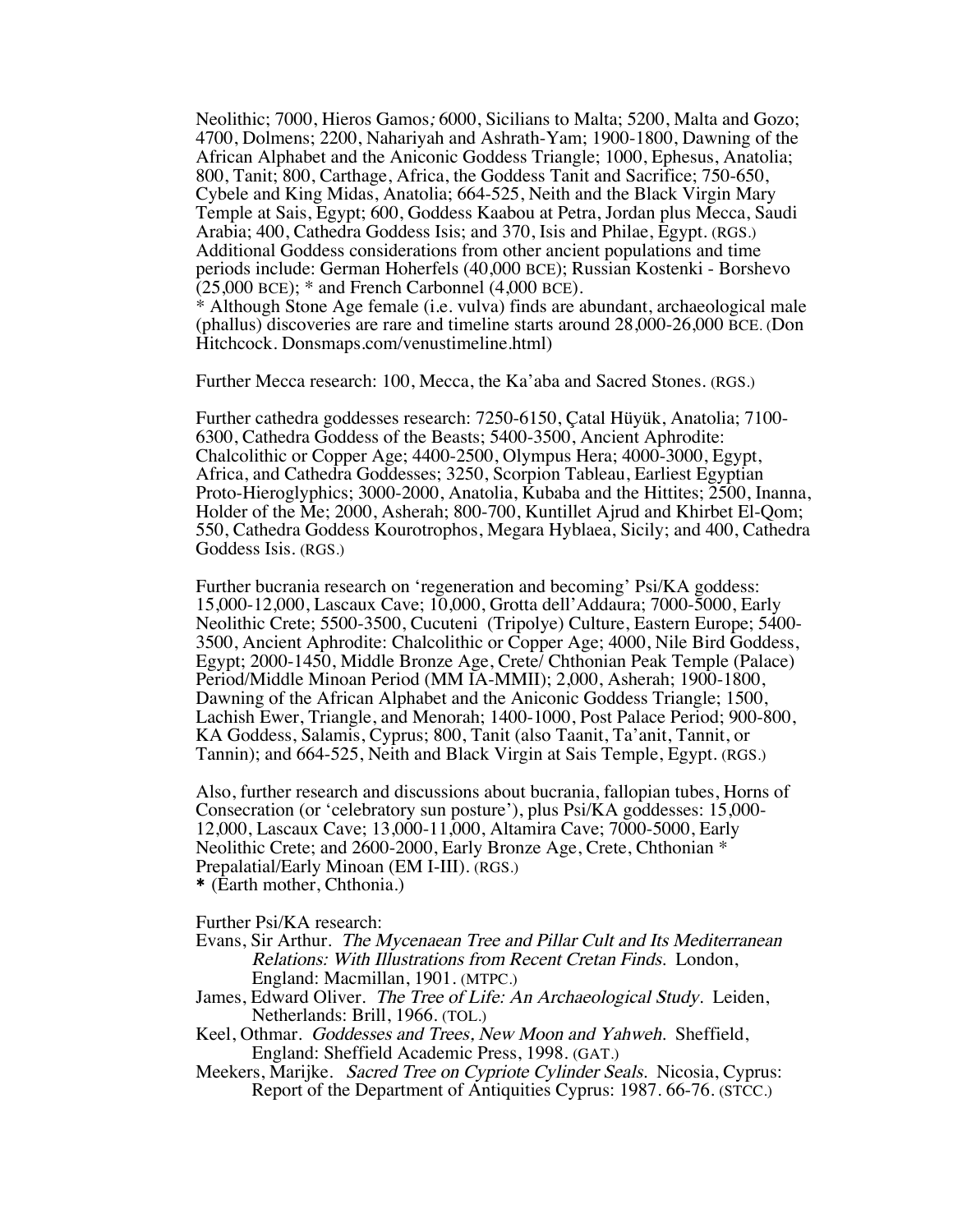Neolithic; 7000, Hieros Gamos; 6000, Sicilians to Malta; 5200, Malta and Gozo; 4700, Dolmens; 2200, Nahariyah and Ashrath-Yam; 1900-1800, Dawning of the African Alphabet and the Aniconic Goddess Triangle; 1000, Ephesus, Anatolia; 800, Tanit; 800, Carthage, Africa, the Goddess Tanit and Sacrifice; 750-650, Cybele and King Midas, Anatolia; 664-525, Neith and the Black Virgin Mary Temple at Sais, Egypt; 600, Goddess Kaabou at Petra, Jordan plus Mecca, Saudi Arabia; 400, Cathedra Goddess Isis; and 370, Isis and Philae, Egypt. (RGS.) Additional Goddess considerations from other ancient populations and time periods include: German Hoherfels (40,000 BCE); Russian Kostenki - Borshevo (25,000 BCE); * and French Carbonnel (4,000 BCE).
* Although Stone Age female (i.e. vulva) finds are abundant, archaeological male (phallus) discoveries are rare and timeline starts around 28,000-26,000 BCE. (Don Hitchcock. Donsmaps.com/venustimeline.html)

Further Mecca research: 100, Mecca, the Ka'aba and Sacred Stones. (RGS.)

Further cathedra goddesses research: 7250-6150, Çatal Hüyük, Anatolia; 7100-6300, Cathedra Goddess of the Beasts; 5400-3500, Ancient Aphrodite: Chalcolithic or Copper Age; 4400-2500, Olympus Hera; 4000-3000, Egypt, Africa, and Cathedra Goddesses; 3250, Scorpion Tableau, Earliest Egyptian Proto-Hieroglyphics; 3000-2000, Anatolia, Kubaba and the Hittites; 2500, Inanna, Holder of the Me; 2000, Asherah; 800-700, Kuntillet Ajrud and Khirbet El-Qom; 550, Cathedra Goddess Kourotrophos, Megara Hyblaea, Sicily; and 400, Cathedra Goddess Isis. (RGS.)

Further bucrania research on 'regeneration and becoming' Psi/KA goddess: 15,000-12,000, Lascaux Cave; 10,000, Grotta dell'Addaura; 7000-5000, Early Neolithic Crete; 5500-3500, Cucuteni (Tripolye) Culture, Eastern Europe; 5400-3500, Ancient Aphrodite: Chalcolithic or Copper Age; 4000, Nile Bird Goddess, Egypt; 2000-1450, Middle Bronze Age, Crete/ Chthonian Peak Temple (Palace) Period/Middle Minoan Period (MM IA-MMII); 2,000, Asherah; 1900-1800, Dawning of the African Alphabet and the Aniconic Goddess Triangle; 1500, Lachish Ewer, Triangle, and Menorah; 1400-1000, Post Palace Period; 900-800, KA Goddess, Salamis, Cyprus; 800, Tanit (also Taanit, Ta'anit, Tannit, or Tannin); and 664-525, Neith and Black Virgin at Sais Temple, Egypt. (RGS.)

Also, further research and discussions about bucrania, fallopian tubes, Horns of Consecration (or 'celebratory sun posture'), plus Psi/KA goddesses: 15,000-12,000, Lascaux Cave; 13,000-11,000, Altamira Cave; 7000-5000, Early Neolithic Crete; and 2600-2000, Early Bronze Age, Crete, Chthonian * Prepalatial/Early Minoan (EM I-III). (RGS.)
* (Earth mother, Chthonia.)

Further Psi/KA research:

Evans, Sir Arthur. *The Mycenaean Tree and Pillar Cult and Its Mediterranean Relations: With Illustrations from Recent Cretan Finds.* London, England: Macmillan, 1901. (MTPC.)

James, Edward Oliver. *The Tree of Life: An Archaeological Study*. Leiden, Netherlands: Brill, 1966. (TOL.)

Keel, Othmar. *Goddesses and Trees, New Moon and Yahweh.* Sheffield, England: Sheffield Academic Press, 1998. (GAT.)

Meekers, Marijke. *Sacred Tree on Cypriote Cylinder Seals.* Nicosia, Cyprus: Report of the Department of Antiquities Cyprus: 1987. 66-76. (STCC.)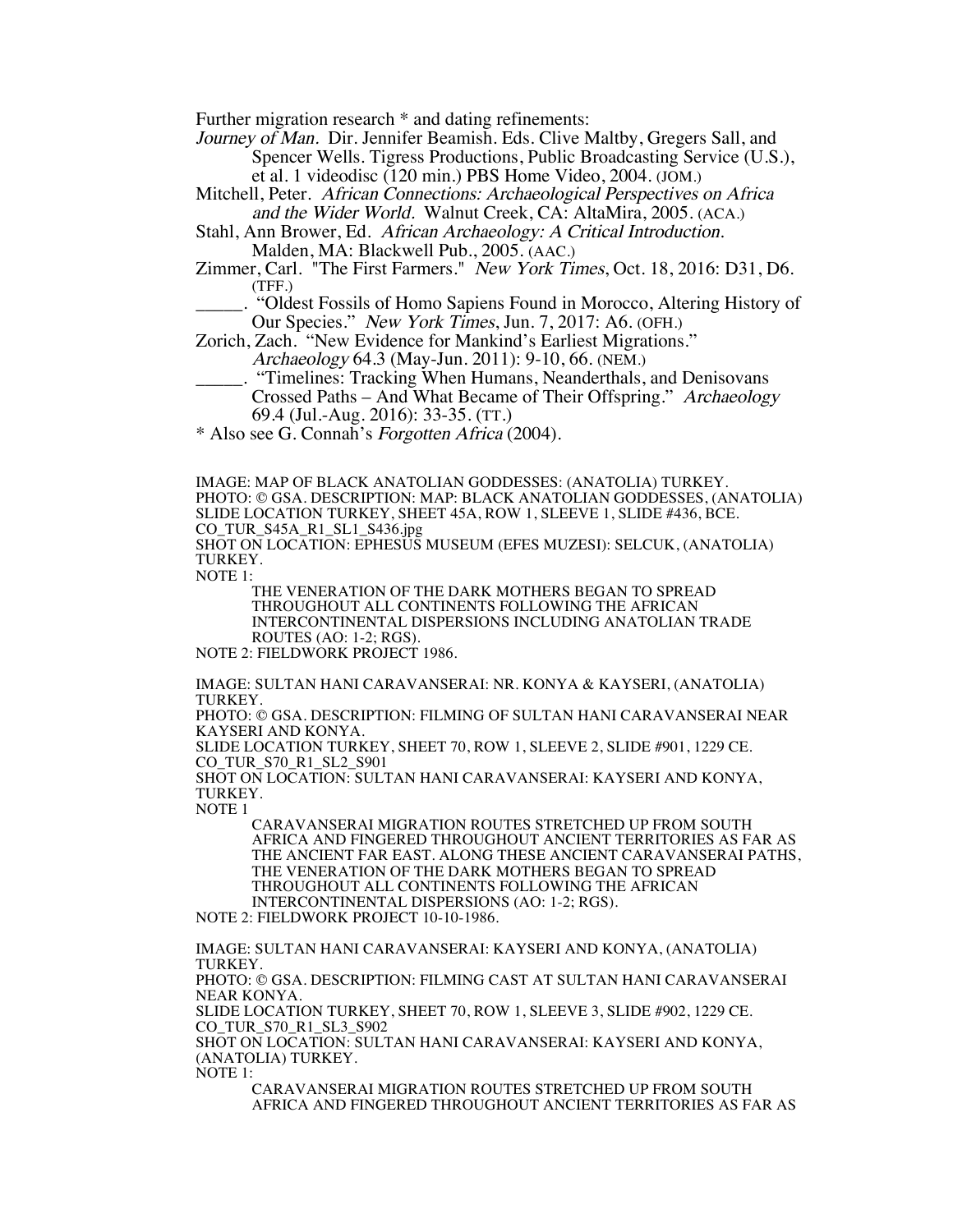Further migration research * and dating refinements:

*Journey of Man*. Dir. Jennifer Beamish. Eds. Clive Maltby, Gregers Sall, and Spencer Wells. Tigress Productions, Public Broadcasting Service (U.S.), et al. 1 videodisc (120 min.) PBS Home Video, 2004. (JOM.)

Mitchell, Peter. *African Connections: Archaeological Perspectives on Africa and the Wider World*. Walnut Creek, CA: AltaMira, 2005. (ACA.)

Stahl, Ann Brower, Ed. *African Archaeology: A Critical Introduction*. Malden, MA: Blackwell Pub., 2005. (AAC.)

Zimmer, Carl. "The First Farmers." *New York Times*, Oct. 18, 2016: D31, D6. (TFF.)

_____. "Oldest Fossils of Homo Sapiens Found in Morocco, Altering History of Our Species." *New York Times*, Jun. 7, 2017: A6. (OFH.)

Zorich, Zach. "New Evidence for Mankind's Earliest Migrations." *Archaeology* 64.3 (May-Jun. 2011): 9-10, 66. (NEM.)

_____. "Timelines: Tracking When Humans, Neanderthals, and Denisovans Crossed Paths – And What Became of Their Offspring." *Archaeology* 69.4 (Jul.-Aug. 2016): 33-35. (TT.)

* Also see G. Connah's *Forgotten Africa* (2004).

IMAGE: MAP OF BLACK ANATOLIAN GODDESSES: (ANATOLIA) TURKEY.
PHOTO: © GSA. DESCRIPTION: MAP: BLACK ANATOLIAN GODDESSES, (ANATOLIA) SLIDE LOCATION TURKEY, SHEET 45A, ROW 1, SLEEVE 1, SLIDE #436, BCE.
CO_TUR_S45A_R1_SL1_S436.jpg
SHOT ON LOCATION: EPHESUS MUSEUM (EFES MUZESI): SELCUK, (ANATOLIA) TURKEY.
NOTE 1:

THE VENERATION OF THE DARK MOTHERS BEGAN TO SPREAD THROUGHOUT ALL CONTINENTS FOLLOWING THE AFRICAN INTERCONTINENTAL DISPERSIONS INCLUDING ANATOLIAN TRADE ROUTES (AO: 1-2; RGS).

NOTE 2: FIELDWORK PROJECT 1986.

IMAGE: SULTAN HANI CARAVANSERAI: NR. KONYA & KAYSERI, (ANATOLIA) TURKEY.
PHOTO: © GSA. DESCRIPTION: FILMING OF SULTAN HANI CARAVANSERAI NEAR KAYSERI AND KONYA.
SLIDE LOCATION TURKEY, SHEET 70, ROW 1, SLEEVE 2, SLIDE #901, 1229 CE.
CO_TUR_S70_R1_SL2_S901
SHOT ON LOCATION: SULTAN HANI CARAVANSERAI: KAYSERI AND KONYA, TURKEY.
NOTE 1

CARAVANSERAI MIGRATION ROUTES STRETCHED UP FROM SOUTH AFRICA AND FINGERED THROUGHOUT ANCIENT TERRITORIES AS FAR AS THE ANCIENT FAR EAST. ALONG THESE ANCIENT CARAVANSERAI PATHS, THE VENERATION OF THE DARK MOTHERS BEGAN TO SPREAD THROUGHOUT ALL CONTINENTS FOLLOWING THE AFRICAN INTERCONTINENTAL DISPERSIONS (AO: 1-2; RGS).

NOTE 2: FIELDWORK PROJECT 10-10-1986.

IMAGE: SULTAN HANI CARAVANSERAI: KAYSERI AND KONYA, (ANATOLIA) TURKEY.
PHOTO: © GSA. DESCRIPTION: FILMING CAST AT SULTAN HANI CARAVANSERAI NEAR KONYA.
SLIDE LOCATION TURKEY, SHEET 70, ROW 1, SLEEVE 3, SLIDE #902, 1229 CE.
CO_TUR_S70_R1_SL3_S902
SHOT ON LOCATION: SULTAN HANI CARAVANSERAI: KAYSERI AND KONYA, (ANATOLIA) TURKEY.
NOTE 1:

CARAVANSERAI MIGRATION ROUTES STRETCHED UP FROM SOUTH AFRICA AND FINGERED THROUGHOUT ANCIENT TERRITORIES AS FAR AS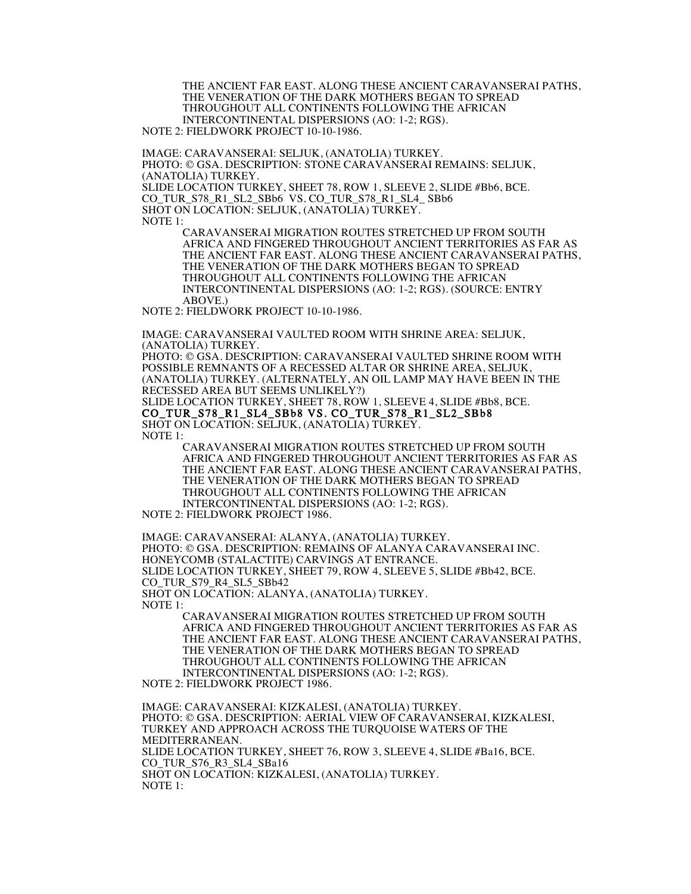THE ANCIENT FAR EAST. ALONG THESE ANCIENT CARAVANSERAI PATHS, THE VENERATION OF THE DARK MOTHERS BEGAN TO SPREAD THROUGHOUT ALL CONTINENTS FOLLOWING THE AFRICAN INTERCONTINENTAL DISPERSIONS (AO: 1-2; RGS).

NOTE 2: FIELDWORK PROJECT 10-10-1986.

IMAGE: CARAVANSERAI: SELJUK, (ANATOLIA) TURKEY.
PHOTO: © GSA. DESCRIPTION: STONE CARAVANSERAI REMAINS: SELJUK, (ANATOLIA) TURKEY.
SLIDE LOCATION TURKEY, SHEET 78, ROW 1, SLEEVE 2, SLIDE #Bb6, BCE.
CO_TUR_S78_R1_SL2_SBb6 VS. CO_TUR_S78_R1_SL4_ SBb6
SHOT ON LOCATION: SELJUK, (ANATOLIA) TURKEY.
NOTE 1:

CARAVANSERAI MIGRATION ROUTES STRETCHED UP FROM SOUTH AFRICA AND FINGERED THROUGHOUT ANCIENT TERRITORIES AS FAR AS THE ANCIENT FAR EAST. ALONG THESE ANCIENT CARAVANSERAI PATHS, THE VENERATION OF THE DARK MOTHERS BEGAN TO SPREAD THROUGHOUT ALL CONTINENTS FOLLOWING THE AFRICAN INTERCONTINENTAL DISPERSIONS (AO: 1-2; RGS). (SOURCE: ENTRY ABOVE.)

NOTE 2: FIELDWORK PROJECT 10-10-1986.

IMAGE: CARAVANSERAI VAULTED ROOM WITH SHRINE AREA: SELJUK, (ANATOLIA) TURKEY.
PHOTO: © GSA. DESCRIPTION: CARAVANSERAI VAULTED SHRINE ROOM WITH POSSIBLE REMNANTS OF A RECESSED ALTAR OR SHRINE AREA, SELJUK, (ANATOLIA) TURKEY. (ALTERNATELY, AN OIL LAMP MAY HAVE BEEN IN THE RECESSED AREA BUT SEEMS UNLIKELY?)
SLIDE LOCATION TURKEY, SHEET 78, ROW 1, SLEEVE 4, SLIDE #Bb8, BCE.
**CO_TUR_S78_R1_SL4_SBb8 VS. CO_TUR_S78_R1_SL2_SBb8**
SHOT ON LOCATION: SELJUK, (ANATOLIA) TURKEY.
NOTE 1:

CARAVANSERAI MIGRATION ROUTES STRETCHED UP FROM SOUTH AFRICA AND FINGERED THROUGHOUT ANCIENT TERRITORIES AS FAR AS THE ANCIENT FAR EAST. ALONG THESE ANCIENT CARAVANSERAI PATHS, THE VENERATION OF THE DARK MOTHERS BEGAN TO SPREAD THROUGHOUT ALL CONTINENTS FOLLOWING THE AFRICAN INTERCONTINENTAL DISPERSIONS (AO: 1-2; RGS).

NOTE 2: FIELDWORK PROJECT 1986.

IMAGE: CARAVANSERAI: ALANYA, (ANATOLIA) TURKEY.
PHOTO: © GSA. DESCRIPTION: REMAINS OF ALANYA CARAVANSERAI INC. HONEYCOMB (STALACTITE) CARVINGS AT ENTRANCE.
SLIDE LOCATION TURKEY, SHEET 79, ROW 4, SLEEVE 5, SLIDE #Bb42, BCE.
CO_TUR_S79_R4_SL5_SBb42
SHOT ON LOCATION: ALANYA, (ANATOLIA) TURKEY.
NOTE 1:

CARAVANSERAI MIGRATION ROUTES STRETCHED UP FROM SOUTH AFRICA AND FINGERED THROUGHOUT ANCIENT TERRITORIES AS FAR AS THE ANCIENT FAR EAST. ALONG THESE ANCIENT CARAVANSERAI PATHS, THE VENERATION OF THE DARK MOTHERS BEGAN TO SPREAD THROUGHOUT ALL CONTINENTS FOLLOWING THE AFRICAN INTERCONTINENTAL DISPERSIONS (AO: 1-2; RGS).

NOTE 2: FIELDWORK PROJECT 1986.

IMAGE: CARAVANSERAI: KIZKALESI, (ANATOLIA) TURKEY.
PHOTO: © GSA. DESCRIPTION: AERIAL VIEW OF CARAVANSERAI, KIZKALESI, TURKEY AND APPROACH ACROSS THE TURQUOISE WATERS OF THE MEDITERRANEAN.
SLIDE LOCATION TURKEY, SHEET 76, ROW 3, SLEEVE 4, SLIDE #Ba16, BCE.
CO_TUR_S76_R3_SL4_SBa16
SHOT ON LOCATION: KIZKALESI, (ANATOLIA) TURKEY.
NOTE 1: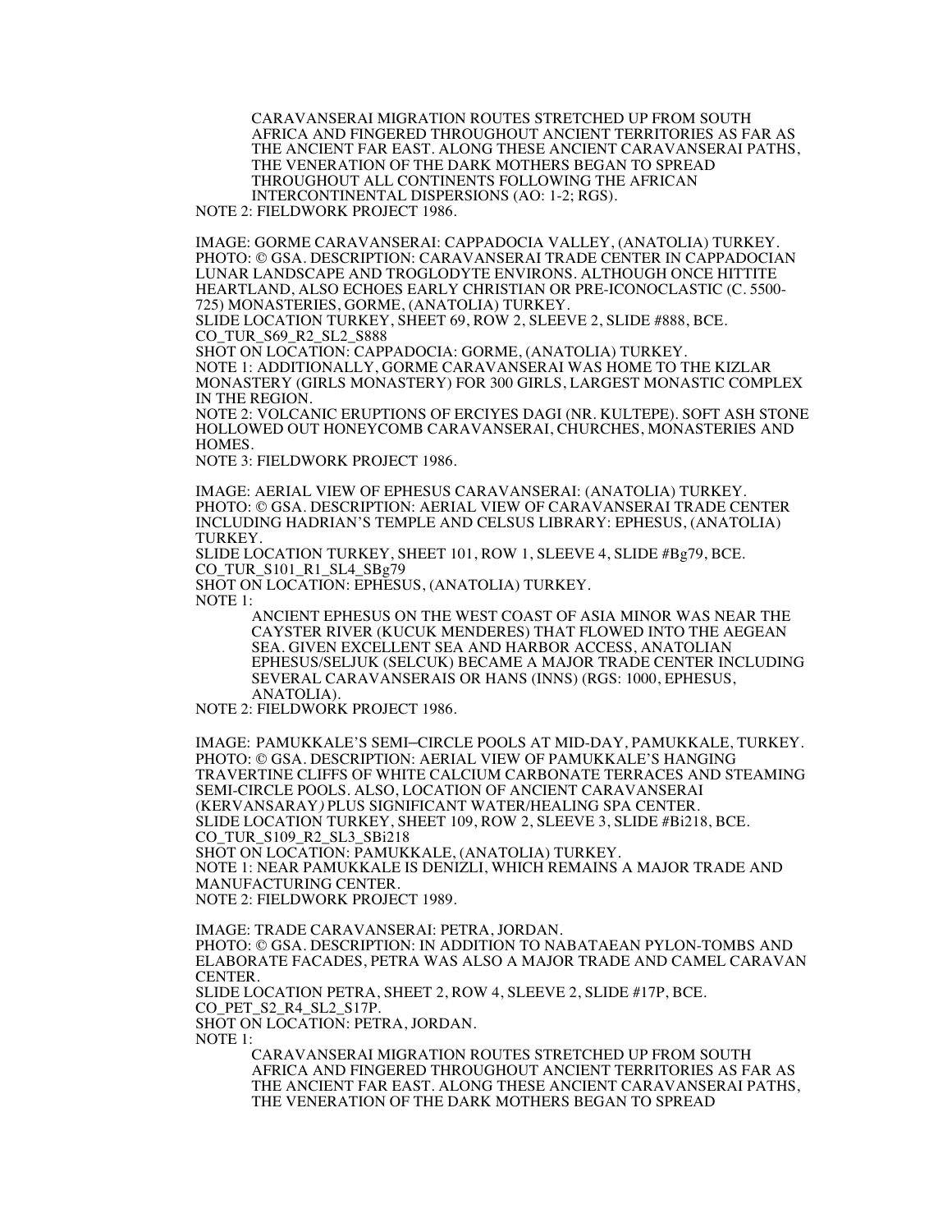CARAVANSERAI MIGRATION ROUTES STRETCHED UP FROM SOUTH AFRICA AND FINGERED THROUGHOUT ANCIENT TERRITORIES AS FAR AS THE ANCIENT FAR EAST. ALONG THESE ANCIENT CARAVANSERAI PATHS, THE VENERATION OF THE DARK MOTHERS BEGAN TO SPREAD THROUGHOUT ALL CONTINENTS FOLLOWING THE AFRICAN INTERCONTINENTAL DISPERSIONS (AO: 1-2; RGS).

NOTE 2: FIELDWORK PROJECT 1986.

IMAGE: GORME CARAVANSERAI: CAPPADOCIA VALLEY, (ANATOLIA) TURKEY.
PHOTO: © GSA. DESCRIPTION: CARAVANSERAI TRADE CENTER IN CAPPADOCIAN LUNAR LANDSCAPE AND TROGLODYTE ENVIRONS. ALTHOUGH ONCE HITTITE HEARTLAND, ALSO ECHOES EARLY CHRISTIAN OR PRE-ICONOCLASTIC (C. 5500-725) MONASTERIES, GORME, (ANATOLIA) TURKEY.
SLIDE LOCATION TURKEY, SHEET 69, ROW 2, SLEEVE 2, SLIDE #888, BCE.
CO_TUR_S69_R2_SL2_S888
SHOT ON LOCATION: CAPPADOCIA: GORME, (ANATOLIA) TURKEY.
NOTE 1: ADDITIONALLY, GORME CARAVANSERAI WAS HOME TO THE KIZLAR MONASTERY (GIRLS MONASTERY) FOR 300 GIRLS, LARGEST MONASTIC COMPLEX IN THE REGION.
NOTE 2: VOLCANIC ERUPTIONS OF ERCIYES DAGI (NR. KULTEPE). SOFT ASH STONE HOLLOWED OUT HONEYCOMB CARAVANSERAI, CHURCHES, MONASTERIES AND HOMES.
NOTE 3: FIELDWORK PROJECT 1986.

IMAGE: AERIAL VIEW OF EPHESUS CARAVANSERAI: (ANATOLIA) TURKEY.
PHOTO: © GSA. DESCRIPTION: AERIAL VIEW OF CARAVANSERAI TRADE CENTER INCLUDING HADRIAN'S TEMPLE AND CELSUS LIBRARY: EPHESUS, (ANATOLIA) TURKEY.
SLIDE LOCATION TURKEY, SHEET 101, ROW 1, SLEEVE 4, SLIDE #Bg79, BCE.
CO_TUR_S101_R1_SL4_SBg79
SHOT ON LOCATION: EPHESUS, (ANATOLIA) TURKEY.
NOTE 1:

ANCIENT EPHESUS ON THE WEST COAST OF ASIA MINOR WAS NEAR THE CAYSTER RIVER (KUCUK MENDERES) THAT FLOWED INTO THE AEGEAN SEA. GIVEN EXCELLENT SEA AND HARBOR ACCESS, ANATOLIAN EPHESUS/SELJUK (SELCUK) BECAME A MAJOR TRADE CENTER INCLUDING SEVERAL CARAVANSERAIS OR HANS (INNS) (RGS: 1000, EPHESUS, ANATOLIA).

NOTE 2: FIELDWORK PROJECT 1986.

IMAGE: PAMUKKALE'S SEMI–CIRCLE POOLS AT MID-DAY, PAMUKKALE, TURKEY.
PHOTO: © GSA. DESCRIPTION: AERIAL VIEW OF PAMUKKALE'S HANGING TRAVERTINE CLIFFS OF WHITE CALCIUM CARBONATE TERRACES AND STEAMING SEMI-CIRCLE POOLS. ALSO, LOCATION OF ANCIENT CARAVANSERAI (KERVANSARAY) PLUS SIGNIFICANT WATER/HEALING SPA CENTER.
SLIDE LOCATION TURKEY, SHEET 109, ROW 2, SLEEVE 3, SLIDE #Bi218, BCE.
CO_TUR_S109_R2_SL3_SBi218
SHOT ON LOCATION: PAMUKKALE, (ANATOLIA) TURKEY.
NOTE 1: NEAR PAMUKKALE IS DENIZLI, WHICH REMAINS A MAJOR TRADE AND MANUFACTURING CENTER.
NOTE 2: FIELDWORK PROJECT 1989.

IMAGE: TRADE CARAVANSERAI: PETRA, JORDAN.
PHOTO: © GSA. DESCRIPTION: IN ADDITION TO NABATAEAN PYLON-TOMBS AND ELABORATE FACADES, PETRA WAS ALSO A MAJOR TRADE AND CAMEL CARAVAN CENTER.
SLIDE LOCATION PETRA, SHEET 2, ROW 4, SLEEVE 2, SLIDE #17P, BCE.
CO_PET_S2_R4_SL2_S17P.
SHOT ON LOCATION: PETRA, JORDAN.
NOTE 1:

CARAVANSERAI MIGRATION ROUTES STRETCHED UP FROM SOUTH AFRICA AND FINGERED THROUGHOUT ANCIENT TERRITORIES AS FAR AS THE ANCIENT FAR EAST. ALONG THESE ANCIENT CARAVANSERAI PATHS, THE VENERATION OF THE DARK MOTHERS BEGAN TO SPREAD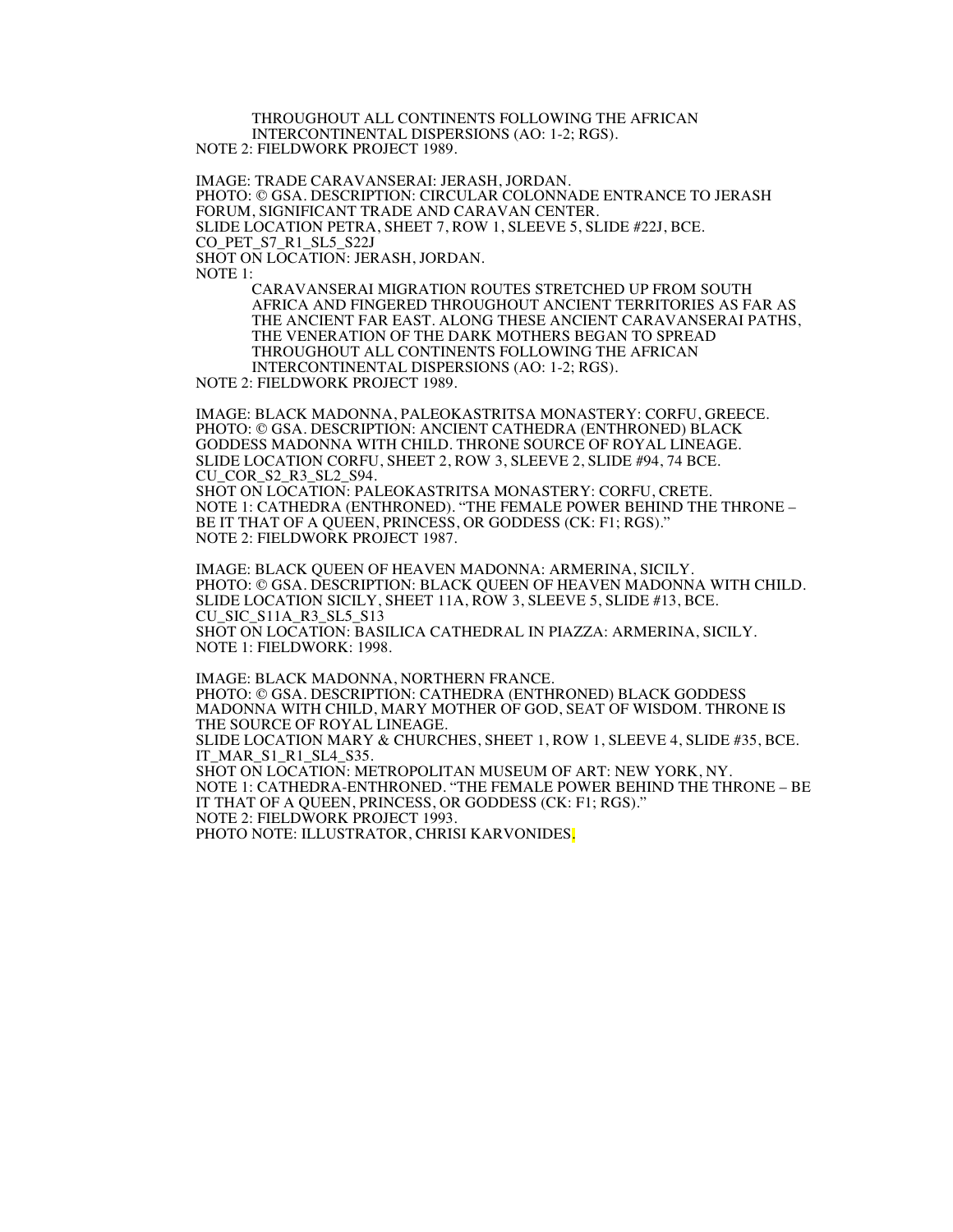THROUGHOUT ALL CONTINENTS FOLLOWING THE AFRICAN INTERCONTINENTAL DISPERSIONS (AO: 1-2; RGS).
NOTE 2: FIELDWORK PROJECT 1989.

IMAGE: TRADE CARAVANSERAI: JERASH, JORDAN.
PHOTO: © GSA. DESCRIPTION: CIRCULAR COLONNADE ENTRANCE TO JERASH FORUM, SIGNIFICANT TRADE AND CARAVAN CENTER.
SLIDE LOCATION PETRA, SHEET 7, ROW 1, SLEEVE 5, SLIDE #22J, BCE.
CO_PET_S7_R1_SL5_S22J
SHOT ON LOCATION: JERASH, JORDAN.
NOTE 1:

CARAVANSERAI MIGRATION ROUTES STRETCHED UP FROM SOUTH AFRICA AND FINGERED THROUGHOUT ANCIENT TERRITORIES AS FAR AS THE ANCIENT FAR EAST. ALONG THESE ANCIENT CARAVANSERAI PATHS, THE VENERATION OF THE DARK MOTHERS BEGAN TO SPREAD THROUGHOUT ALL CONTINENTS FOLLOWING THE AFRICAN INTERCONTINENTAL DISPERSIONS (AO: 1-2; RGS).

NOTE 2: FIELDWORK PROJECT 1989.

IMAGE: BLACK MADONNA, PALEOKASTRITSA MONASTERY: CORFU, GREECE.
PHOTO: © GSA. DESCRIPTION: ANCIENT CATHEDRA (ENTHRONED) BLACK GODDESS MADONNA WITH CHILD. THRONE SOURCE OF ROYAL LINEAGE.
SLIDE LOCATION CORFU, SHEET 2, ROW 3, SLEEVE 2, SLIDE #94, 74 BCE.
CU_COR_S2_R3_SL2_S94.
SHOT ON LOCATION: PALEOKASTRITSA MONASTERY: CORFU, CRETE.
NOTE 1: CATHEDRA (ENTHRONED). "THE FEMALE POWER BEHIND THE THRONE – BE IT THAT OF A QUEEN, PRINCESS, OR GODDESS (CK: F1; RGS)."
NOTE 2: FIELDWORK PROJECT 1987.

IMAGE: BLACK QUEEN OF HEAVEN MADONNA: ARMERINA, SICILY.
PHOTO: © GSA. DESCRIPTION: BLACK QUEEN OF HEAVEN MADONNA WITH CHILD.
SLIDE LOCATION SICILY, SHEET 11A, ROW 3, SLEEVE 5, SLIDE #13, BCE.
CU_SIC_S11A_R3_SL5_S13
SHOT ON LOCATION: BASILICA CATHEDRAL IN PIAZZA: ARMERINA, SICILY.
NOTE 1: FIELDWORK: 1998.

IMAGE: BLACK MADONNA, NORTHERN FRANCE.
PHOTO: © GSA. DESCRIPTION: CATHEDRA (ENTHRONED) BLACK GODDESS MADONNA WITH CHILD, MARY MOTHER OF GOD, SEAT OF WISDOM. THRONE IS THE SOURCE OF ROYAL LINEAGE.
SLIDE LOCATION MARY & CHURCHES, SHEET 1, ROW 1, SLEEVE 4, SLIDE #35, BCE.
IT_MAR_S1_R1_SL4_S35.
SHOT ON LOCATION: METROPOLITAN MUSEUM OF ART: NEW YORK, NY.
NOTE 1: CATHEDRA-ENTHRONED. "THE FEMALE POWER BEHIND THE THRONE – BE IT THAT OF A QUEEN, PRINCESS, OR GODDESS (CK: F1; RGS)."
NOTE 2: FIELDWORK PROJECT 1993.
PHOTO NOTE: ILLUSTRATOR, CHRISI KARVONIDES.